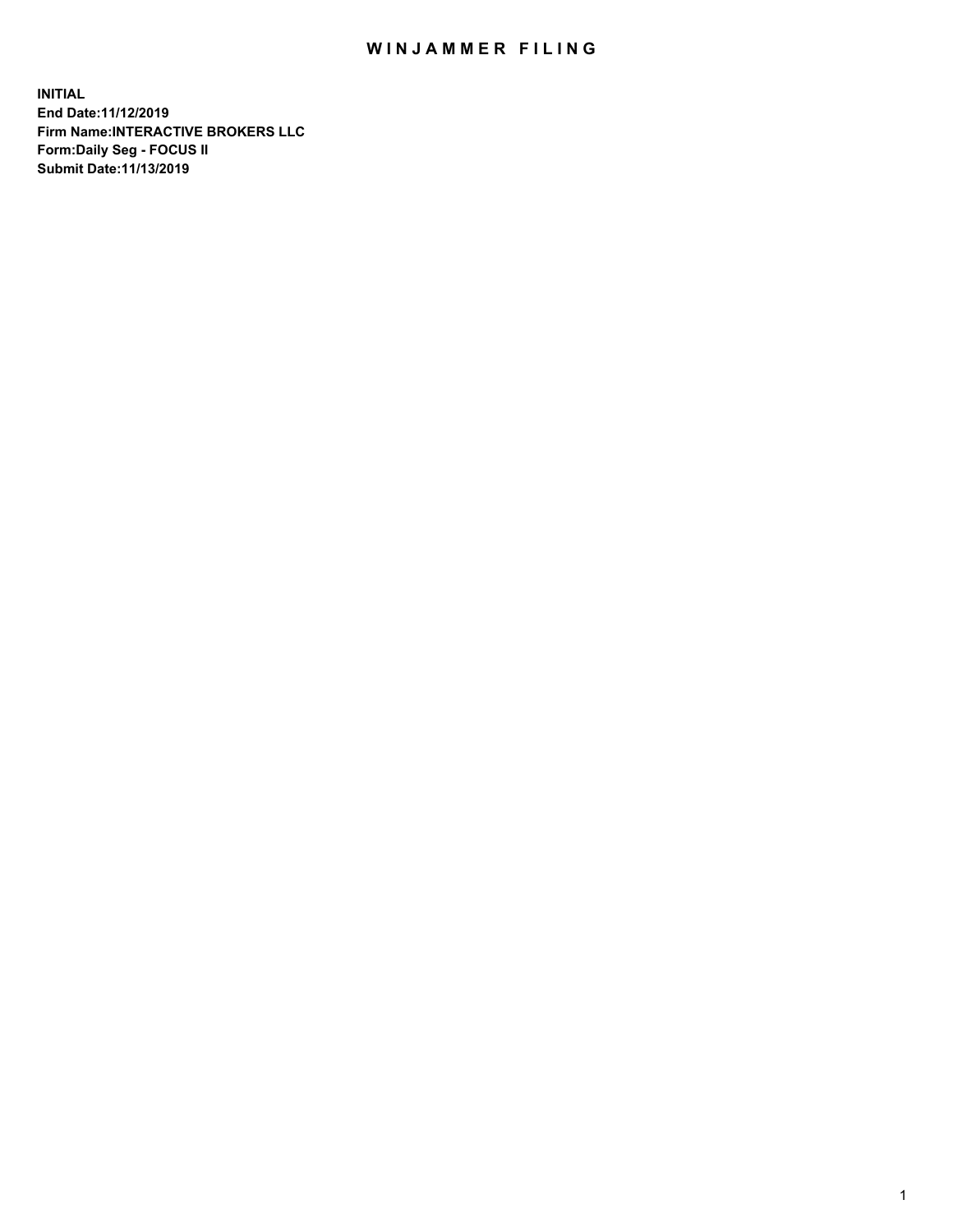# WINJAMMER FILING

**INITIAL**
**End Date:11/12/2019**
**Firm Name:INTERACTIVE BROKERS LLC**
**Form:Daily Seg - FOCUS II**
**Submit Date:11/13/2019**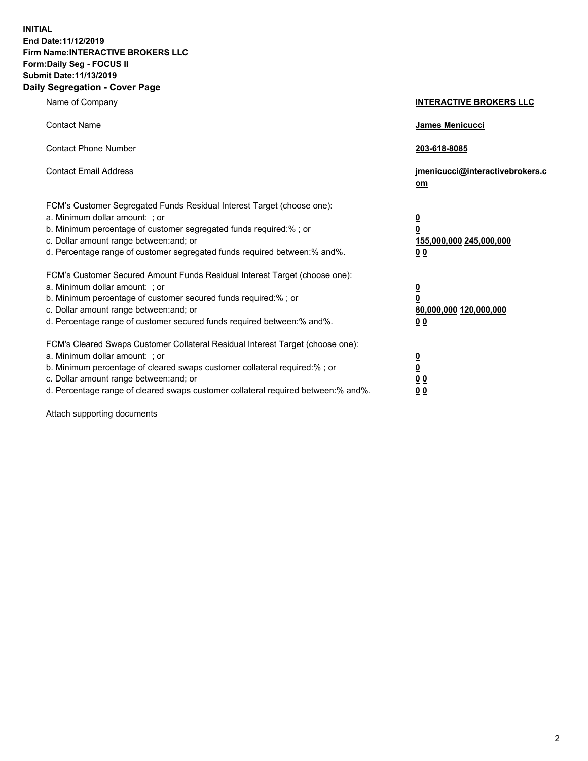**INITIAL**
**End Date:11/12/2019**
**Firm Name:INTERACTIVE BROKERS LLC**
**Form:Daily Seg - FOCUS II**
**Submit Date:11/13/2019**
**Daily Segregation - Cover Page**

| | |
|---|---|
| Name of Company | **INTERACTIVE BROKERS LLC** |
| Contact Name | **James Menicucci** |
| Contact Phone Number | **203-618-8085** |
| Contact Email Address | **jmenicucci@interactivebrokers.com** |
| FCM's Customer Segregated Funds Residual Interest Target (choose one): | |
| a. Minimum dollar amount: ; or | **0** |
| b. Minimum percentage of customer segregated funds required:% ; or | **0** |
| c. Dollar amount range between:and; or | **155,000,000** **245,000,000** |
| d. Percentage range of customer segregated funds required between:% and%. | **0** **0** |
| FCM's Customer Secured Amount Funds Residual Interest Target (choose one): | |
| a. Minimum dollar amount: ; or | **0** |
| b. Minimum percentage of customer secured funds required:% ; or | **0** |
| c. Dollar amount range between:and; or | **80,000,000** **120,000,000** |
| d. Percentage range of customer secured funds required between:% and%. | **0** **0** |
| FCM's Cleared Swaps Customer Collateral Residual Interest Target (choose one): | |
| a. Minimum dollar amount: ; or | **0** |
| b. Minimum percentage of cleared swaps customer collateral required:% ; or | **0** |
| c. Dollar amount range between:and; or | **0** **0** |
| d. Percentage range of cleared swaps customer collateral required between:% and%. | **0** **0** |

Attach supporting documents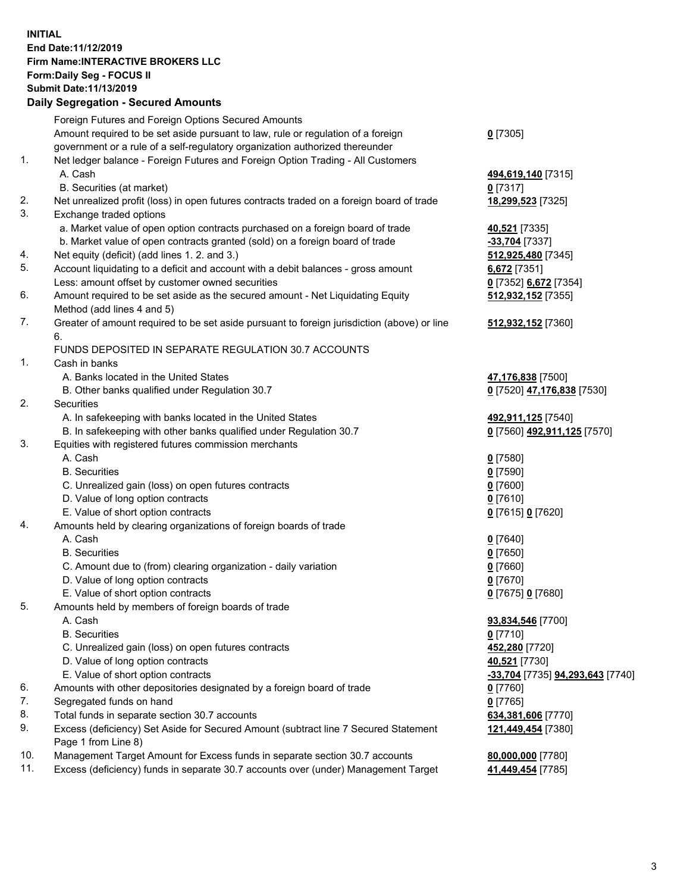**INITIAL**
**End Date:11/12/2019**
**Firm Name:INTERACTIVE BROKERS LLC**
**Form:Daily Seg - FOCUS II**
**Submit Date:11/13/2019**
**Daily Segregation - Secured Amounts**

| | | |
|---|---|---|
| | Foreign Futures and Foreign Options Secured Amounts | |
| | Amount required to be set aside pursuant to law, rule or regulation of a foreign government or a rule of a self-regulatory organization authorized thereunder | **0** [7305] |
| 1. | Net ledger balance - Foreign Futures and Foreign Option Trading - All Customers | |
| | A. Cash | **494,619,140** [7315] |
| | B. Securities (at market) | **0** [7317] |
| 2. | Net unrealized profit (loss) in open futures contracts traded on a foreign board of trade | **18,299,523** [7325] |
| 3. | Exchange traded options | |
| | a. Market value of open option contracts purchased on a foreign board of trade | **40,521** [7335] |
| | b. Market value of open contracts granted (sold) on a foreign board of trade | **-33,704** [7337] |
| 4. | Net equity (deficit) (add lines 1. 2. and 3.) | **512,925,480** [7345] |
| 5. | Account liquidating to a deficit and account with a debit balances - gross amount | **6,672** [7351] |
| | Less: amount offset by customer owned securities | **0** [7352] **6,672** [7354] |
| 6. | Amount required to be set aside as the secured amount - Net Liquidating Equity Method (add lines 4 and 5) | **512,932,152** [7355] |
| 7. | Greater of amount required to be set aside pursuant to foreign jurisdiction (above) or line 6. | **512,932,152** [7360] |
| | FUNDS DEPOSITED IN SEPARATE REGULATION 30.7 ACCOUNTS | |
| 1. | Cash in banks | |
| | A. Banks located in the United States | **47,176,838** [7500] |
| | B. Other banks qualified under Regulation 30.7 | **0** [7520] **47,176,838** [7530] |
| 2. | Securities | |
| | A. In safekeeping with banks located in the United States | **492,911,125** [7540] |
| | B. In safekeeping with other banks qualified under Regulation 30.7 | **0** [7560] **492,911,125** [7570] |
| 3. | Equities with registered futures commission merchants | |
| | A. Cash | **0** [7580] |
| | B. Securities | **0** [7590] |
| | C. Unrealized gain (loss) on open futures contracts | **0** [7600] |
| | D. Value of long option contracts | **0** [7610] |
| | E. Value of short option contracts | **0** [7615] **0** [7620] |
| 4. | Amounts held by clearing organizations of foreign boards of trade | |
| | A. Cash | **0** [7640] |
| | B. Securities | **0** [7650] |
| | C. Amount due to (from) clearing organization - daily variation | **0** [7660] |
| | D. Value of long option contracts | **0** [7670] |
| | E. Value of short option contracts | **0** [7675] **0** [7680] |
| 5. | Amounts held by members of foreign boards of trade | |
| | A. Cash | **93,834,546** [7700] |
| | B. Securities | **0** [7710] |
| | C. Unrealized gain (loss) on open futures contracts | **452,280** [7720] |
| | D. Value of long option contracts | **40,521** [7730] |
| | E. Value of short option contracts | **-33,704** [7735] **94,293,643** [7740] |
| 6. | Amounts with other depositories designated by a foreign board of trade | **0** [7760] |
| 7. | Segregated funds on hand | **0** [7765] |
| 8. | Total funds in separate section 30.7 accounts | **634,381,606** [7770] |
| 9. | Excess (deficiency) Set Aside for Secured Amount (subtract line 7 Secured Statement Page 1 from Line 8) | **121,449,454** [7380] |
| 10. | Management Target Amount for Excess funds in separate section 30.7 accounts | **80,000,000** [7780] |
| 11. | Excess (deficiency) funds in separate 30.7 accounts over (under) Management Target | **41,449,454** [7785] |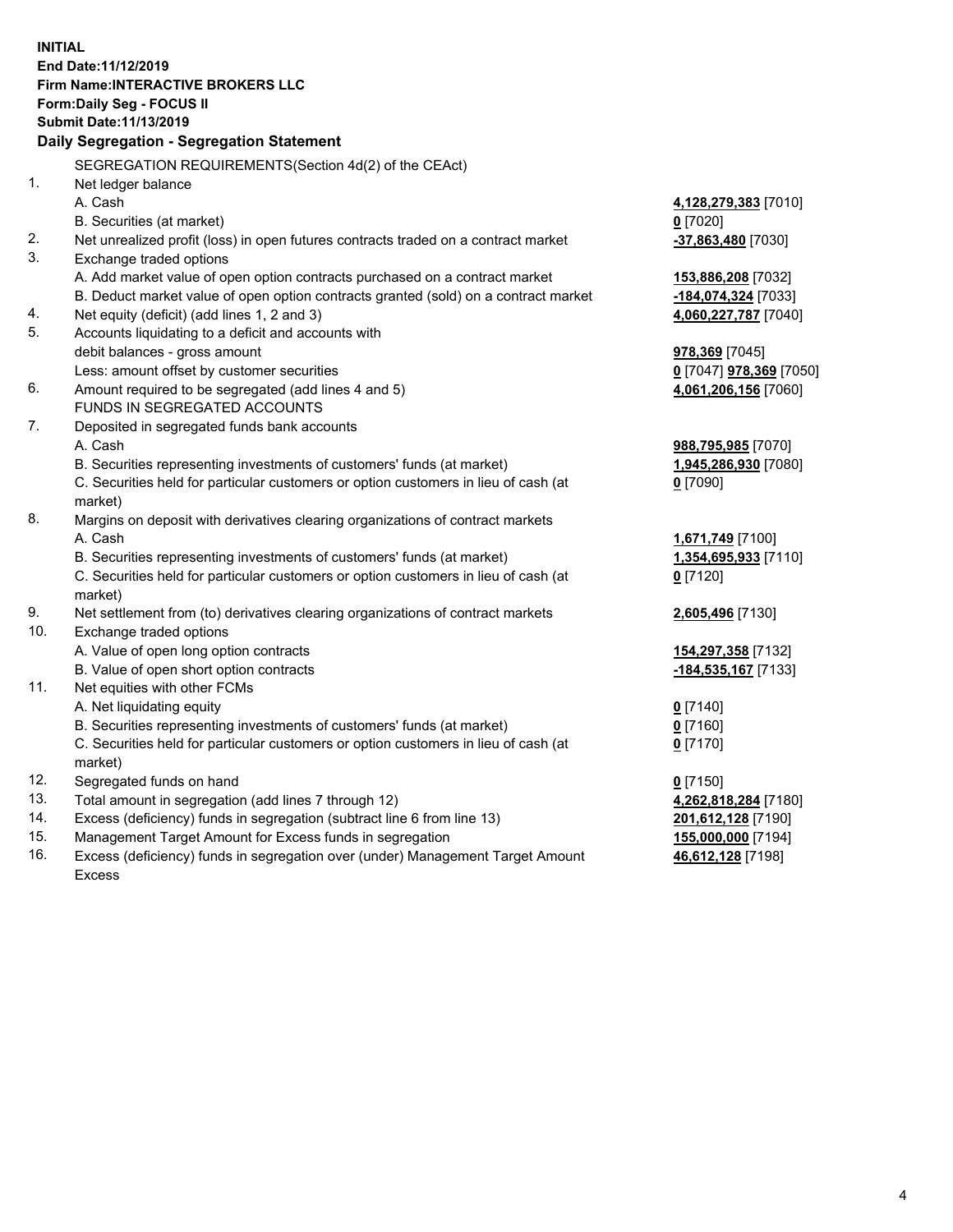**INITIAL**
**End Date:11/12/2019**
**Firm Name:INTERACTIVE BROKERS LLC**
**Form:Daily Seg - FOCUS II**
**Submit Date:11/13/2019**

### Daily Segregation - Segregation Statement

SEGREGATION REQUIREMENTS(Section 4d(2) of the CEAct)

| | | |
|---|---|---|
| 1. | Net ledger balance | |
| | A. Cash | **4,128,279,383** [7010] |
| | B. Securities (at market) | **0** [7020] |
| 2. | Net unrealized profit (loss) in open futures contracts traded on a contract market | **-37,863,480** [7030] |
| 3. | Exchange traded options | |
| | A. Add market value of open option contracts purchased on a contract market | **153,886,208** [7032] |
| | B. Deduct market value of open option contracts granted (sold) on a contract market | **-184,074,324** [7033] |
| 4. | Net equity (deficit) (add lines 1, 2 and 3) | **4,060,227,787** [7040] |
| 5. | Accounts liquidating to a deficit and accounts with debit balances - gross amount | **978,369** [7045] |
| | Less: amount offset by customer securities | **0** [7047] **978,369** [7050] |
| 6. | Amount required to be segregated (add lines 4 and 5) | **4,061,206,156** [7060] |
| | FUNDS IN SEGREGATED ACCOUNTS | |
| 7. | Deposited in segregated funds bank accounts | |
| | A. Cash | **988,795,985** [7070] |
| | B. Securities representing investments of customers' funds (at market) | **1,945,286,930** [7080] |
| | C. Securities held for particular customers or option customers in lieu of cash (at market) | **0** [7090] |
| 8. | Margins on deposit with derivatives clearing organizations of contract markets | |
| | A. Cash | **1,671,749** [7100] |
| | B. Securities representing investments of customers' funds (at market) | **1,354,695,933** [7110] |
| | C. Securities held for particular customers or option customers in lieu of cash (at market) | **0** [7120] |
| 9. | Net settlement from (to) derivatives clearing organizations of contract markets | **2,605,496** [7130] |
| 10. | Exchange traded options | |
| | A. Value of open long option contracts | **154,297,358** [7132] |
| | B. Value of open short option contracts | **-184,535,167** [7133] |
| 11. | Net equities with other FCMs | |
| | A. Net liquidating equity | **0** [7140] |
| | B. Securities representing investments of customers' funds (at market) | **0** [7160] |
| | C. Securities held for particular customers or option customers in lieu of cash (at market) | **0** [7170] |
| 12. | Segregated funds on hand | **0** [7150] |
| 13. | Total amount in segregation (add lines 7 through 12) | **4,262,818,284** [7180] |
| 14. | Excess (deficiency) funds in segregation (subtract line 6 from line 13) | **201,612,128** [7190] |
| 15. | Management Target Amount for Excess funds in segregation | **155,000,000** [7194] |
| 16. | Excess (deficiency) funds in segregation over (under) Management Target Amount Excess | **46,612,128** [7198] |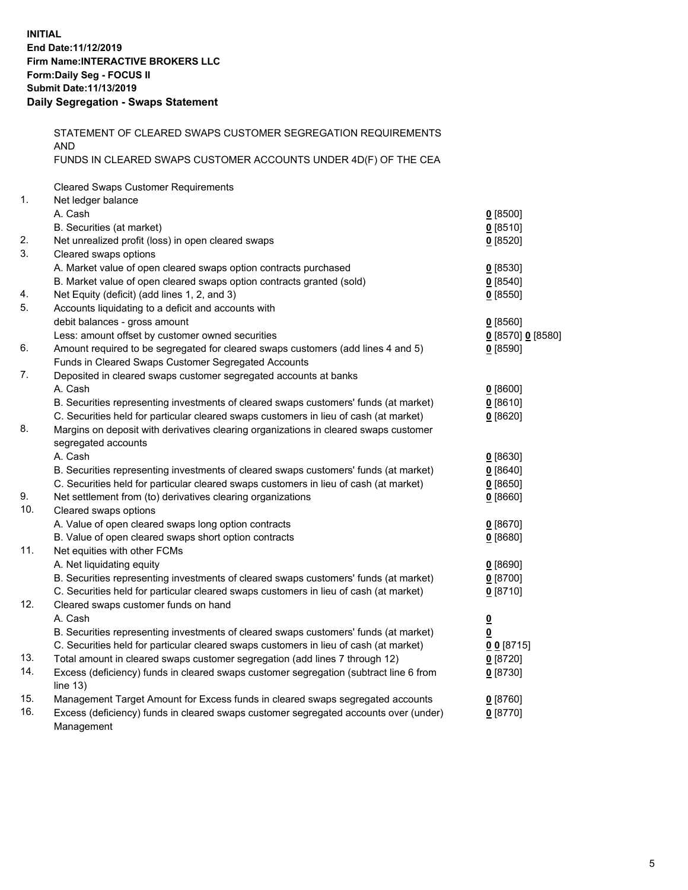**INITIAL**
**End Date:11/12/2019**
**Firm Name:INTERACTIVE BROKERS LLC**
**Form:Daily Seg - FOCUS II**
**Submit Date:11/13/2019**
**Daily Segregation - Swaps Statement**

STATEMENT OF CLEARED SWAPS CUSTOMER SEGREGATION REQUIREMENTS AND FUNDS IN CLEARED SWAPS CUSTOMER ACCOUNTS UNDER 4D(F) OF THE CEA

| | | |
|---|---|---|
| | Cleared Swaps Customer Requirements | |
| 1. | Net ledger balance | |
| | A. Cash | 0 [8500] |
| | B. Securities (at market) | 0 [8510] |
| 2. | Net unrealized profit (loss) in open cleared swaps | 0 [8520] |
| 3. | Cleared swaps options | |
| | A. Market value of open cleared swaps option contracts purchased | 0 [8530] |
| | B. Market value of open cleared swaps option contracts granted (sold) | 0 [8540] |
| 4. | Net Equity (deficit) (add lines 1, 2, and 3) | 0 [8550] |
| 5. | Accounts liquidating to a deficit and accounts with debit balances - gross amount | 0 [8560] |
| | Less: amount offset by customer owned securities | 0 [8570] 0 [8580] |
| 6. | Amount required to be segregated for cleared swaps customers (add lines 4 and 5) | 0 [8590] |
| | Funds in Cleared Swaps Customer Segregated Accounts | |
| 7. | Deposited in cleared swaps customer segregated accounts at banks | |
| | A. Cash | 0 [8600] |
| | B. Securities representing investments of cleared swaps customers' funds (at market) | 0 [8610] |
| | C. Securities held for particular cleared swaps customers in lieu of cash (at market) | 0 [8620] |
| 8. | Margins on deposit with derivatives clearing organizations in cleared swaps customer segregated accounts | |
| | A. Cash | 0 [8630] |
| | B. Securities representing investments of cleared swaps customers' funds (at market) | 0 [8640] |
| | C. Securities held for particular cleared swaps customers in lieu of cash (at market) | 0 [8650] |
| 9. | Net settlement from (to) derivatives clearing organizations | 0 [8660] |
| 10. | Cleared swaps options | |
| | A. Value of open cleared swaps long option contracts | 0 [8670] |
| | B. Value of open cleared swaps short option contracts | 0 [8680] |
| 11. | Net equities with other FCMs | |
| | A. Net liquidating equity | 0 [8690] |
| | B. Securities representing investments of cleared swaps customers' funds (at market) | 0 [8700] |
| | C. Securities held for particular cleared swaps customers in lieu of cash (at market) | 0 [8710] |
| 12. | Cleared swaps customer funds on hand | |
| | A. Cash | 0 |
| | B. Securities representing investments of cleared swaps customers' funds (at market) | 0 |
| | C. Securities held for particular cleared swaps customers in lieu of cash (at market) | 0 0 [8715] |
| 13. | Total amount in cleared swaps customer segregation (add lines 7 through 12) | 0 [8720] |
| 14. | Excess (deficiency) funds in cleared swaps customer segregation (subtract line 6 from line 13) | 0 [8730] |
| 15. | Management Target Amount for Excess funds in cleared swaps segregated accounts | 0 [8760] |
| 16. | Excess (deficiency) funds in cleared swaps customer segregated accounts over (under) Management | 0 [8770] |